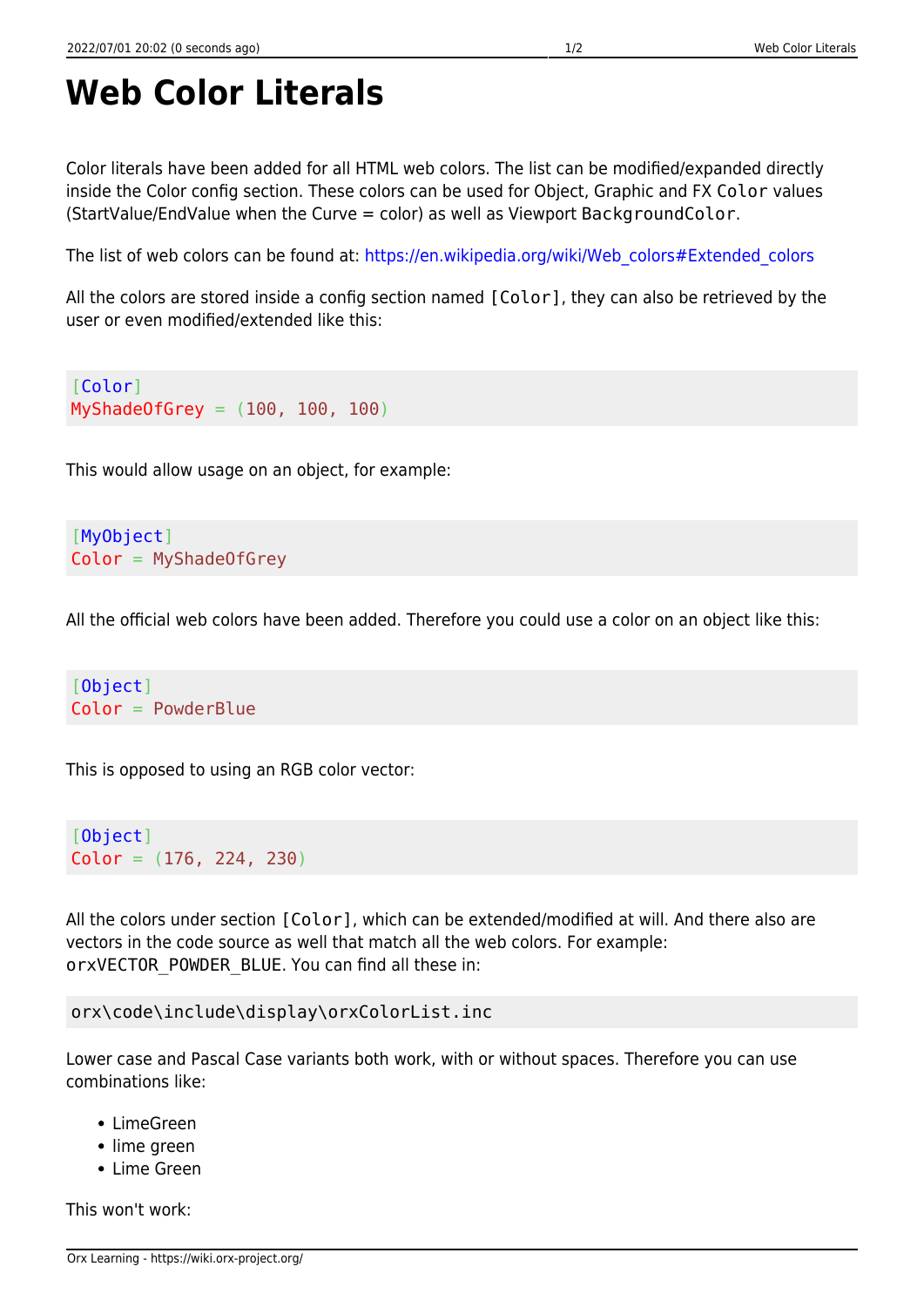# Web Color Literals

Color literals have been added for all HTML web colors. The list can be modified/expanded directly inside the Color config section. These colors can be used for Object, Graphic and FX `Color` values (StartValue/EndValue when the Curve = color) as well as Viewport `BackgroundColor`.

The list of web colors can be found at: https://en.wikipedia.org/wiki/Web_colors#Extended_colors

All the colors are stored inside a config section named `[Color]`, they can also be retrieved by the user or even modified/extended like this:

```
[Color]
MyShadeOfGrey = (100, 100, 100)
```

This would allow usage on an object, for example:

```
[MyObject]
Color = MyShadeOfGrey
```

All the official web colors have been added. Therefore you could use a color on an object like this:

```
[Object]
Color = PowderBlue
```

This is opposed to using an RGB color vector:

```
[Object]
Color = (176, 224, 230)
```

All the colors under section `[Color]`, which can be extended/modified at will. And there also are vectors in the code source as well that match all the web colors. For example: `orxVECTOR_POWDER_BLUE`. You can find all these in:

```
orx\code\include\display\orxColorList.inc
```

Lower case and Pascal Case variants both work, with or without spaces. Therefore you can use combinations like:

- LimeGreen
- lime green
- Lime Green

This won't work: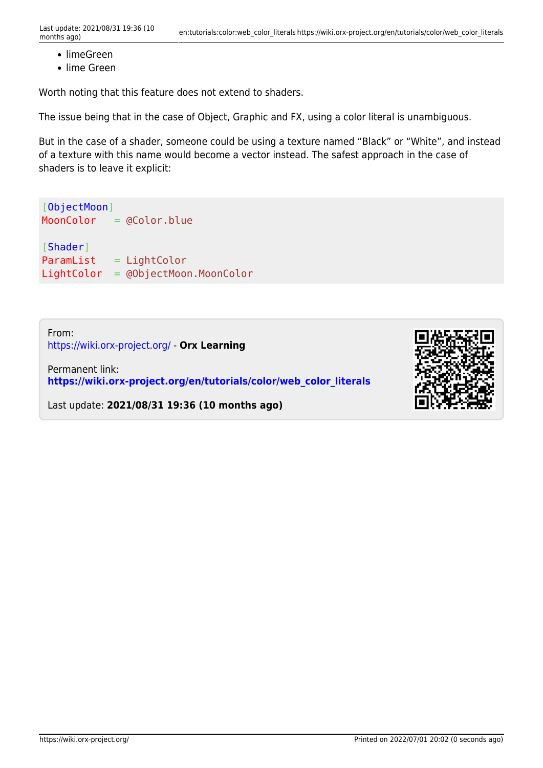- limeGreen
- lime Green

Worth noting that this feature does not extend to shaders.

The issue being that in the case of Object, Graphic and FX, using a color literal is unambiguous.

But in the case of a shader, someone could be using a texture named “Black” or “White”, and instead of a texture with this name would become a vector instead. The safest approach in the case of shaders is to leave it explicit:

```
[ObjectMoon]
MoonColor    = @Color.blue

[Shader]
ParamList    = LightColor
LightColor   = @ObjectMoon.MoonColor
```

From:
https://wiki.orx-project.org/ - **Orx Learning**

Permanent link:
**https://wiki.orx-project.org/en/tutorials/color/web_color_literals**

Last update: **2021/08/31 19:36 (10 months ago)**